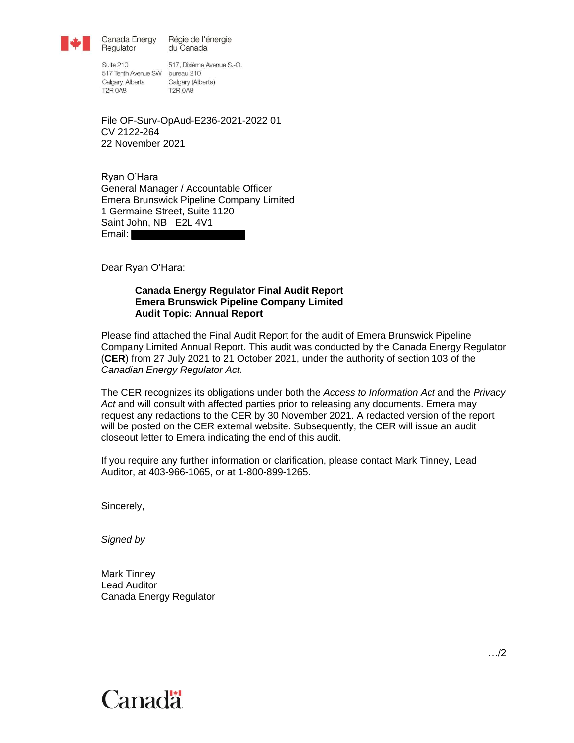Canada Energy Regulator / Régie de l'énergie du Canada

Suite 210
517 Tenth Avenue SW
Calgary, Alberta
T2R 0A8

517, Dixième Avenue S.-O.
bureau 210
Calgary (Alberta)
T2R 0A8

File OF-Surv-OpAud-E236-2021-2022 01
CV 2122-264
22 November 2021

Ryan O'Hara
General Manager / Accountable Officer
Emera Brunswick Pipeline Company Limited
1 Germaine Street, Suite 1120
Saint John, NB E2L 4V1
Email: [redacted]

Dear Ryan O'Hara:

**Canada Energy Regulator Final Audit Report**
**Emera Brunswick Pipeline Company Limited**
**Audit Topic: Annual Report**

Please find attached the Final Audit Report for the audit of Emera Brunswick Pipeline Company Limited Annual Report. This audit was conducted by the Canada Energy Regulator (**CER**) from 27 July 2021 to 21 October 2021, under the authority of section 103 of the *Canadian Energy Regulator Act*.

The CER recognizes its obligations under both the *Access to Information Act* and the *Privacy Act* and will consult with affected parties prior to releasing any documents. Emera may request any redactions to the CER by 30 November 2021. A redacted version of the report will be posted on the CER external website. Subsequently, the CER will issue an audit closeout letter to Emera indicating the end of this audit.

If you require any further information or clarification, please contact Mark Tinney, Lead Auditor, at 403-966-1065, or at 1-800-899-1265.

Sincerely,

*Signed by*

Mark Tinney
Lead Auditor
Canada Energy Regulator

…/2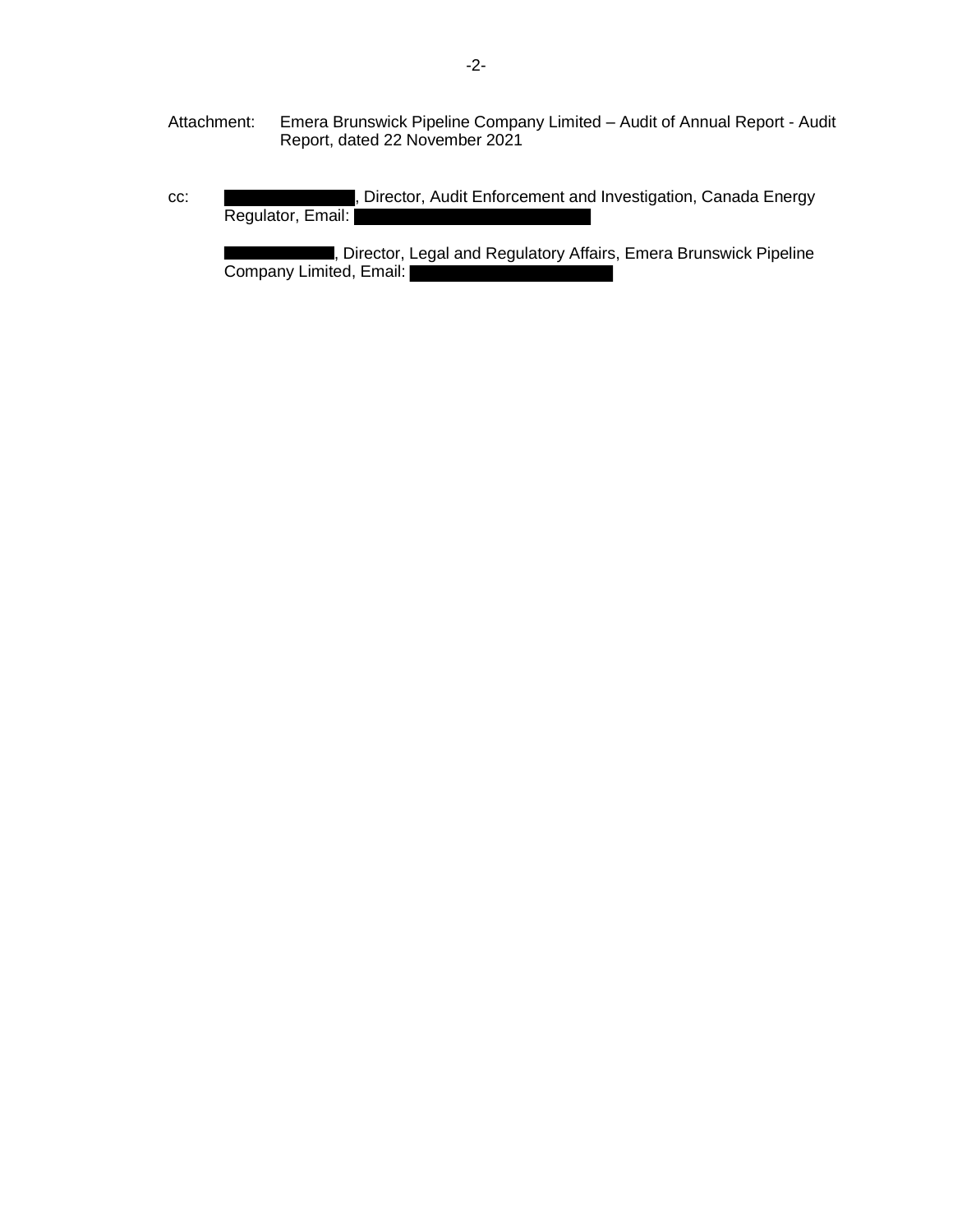Attachment: Emera Brunswick Pipeline Company Limited – Audit of Annual Report - Audit Report, dated 22 November 2021

cc: [REDACTED], Director, Audit Enforcement and Investigation, Canada Energy Regulator, Email: [REDACTED]

[REDACTED], Director, Legal and Regulatory Affairs, Emera Brunswick Pipeline Company Limited, Email: [REDACTED]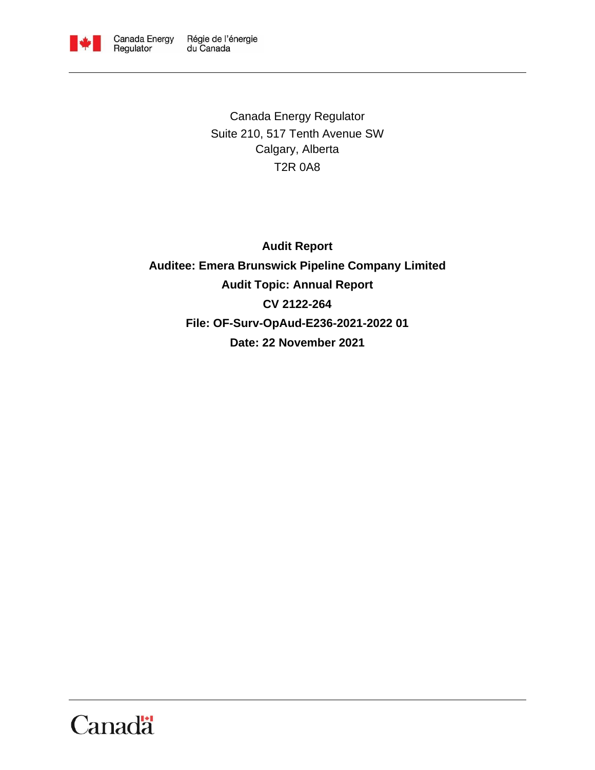Canada Energy Regulator
Suite 210, 517 Tenth Avenue SW
Calgary, Alberta
T2R 0A8

**Audit Report**

**Auditee: Emera Brunswick Pipeline Company Limited**

**Audit Topic: Annual Report**

**CV 2122-264**

**File: OF-Surv-OpAud-E236-2021-2022 01**

**Date: 22 November 2021**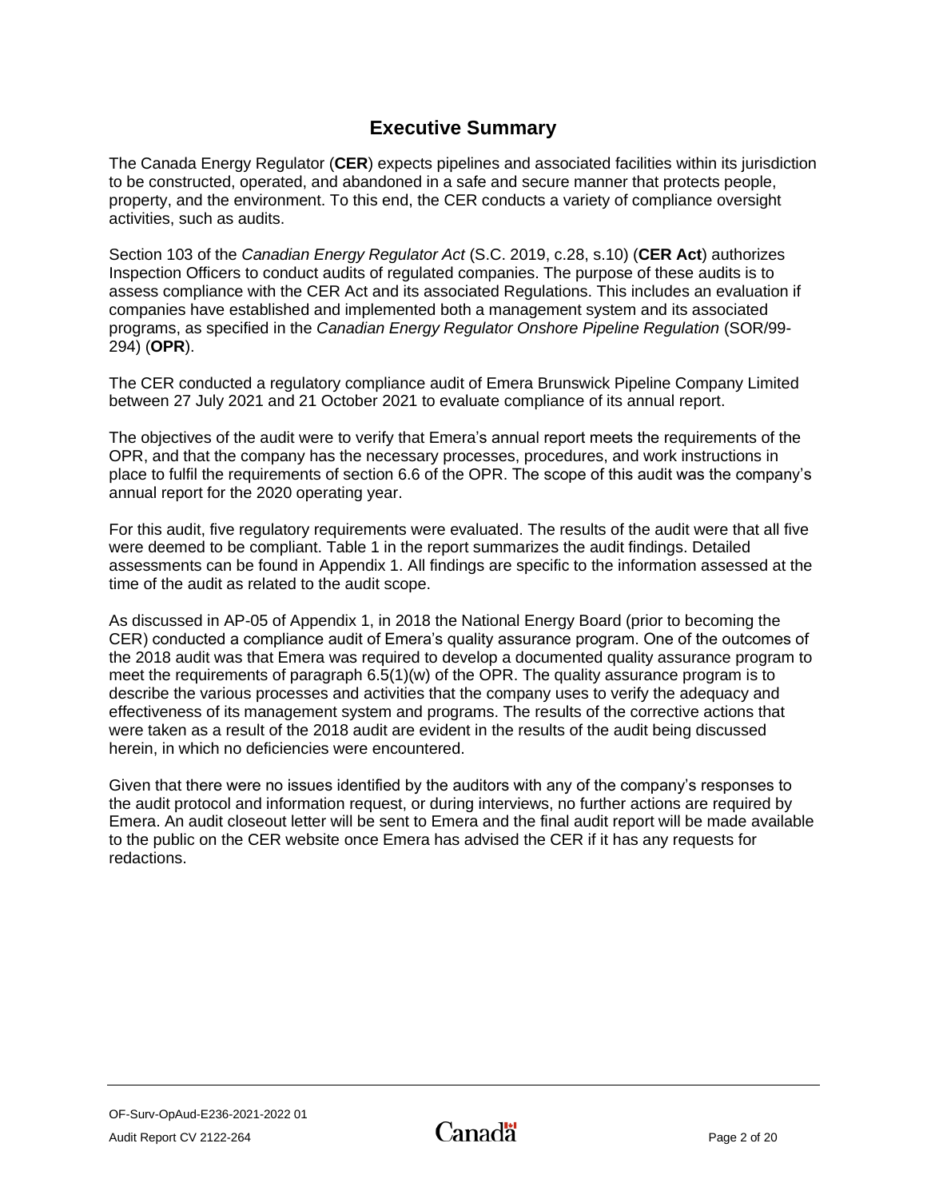# Executive Summary

The Canada Energy Regulator (**CER**) expects pipelines and associated facilities within its jurisdiction to be constructed, operated, and abandoned in a safe and secure manner that protects people, property, and the environment. To this end, the CER conducts a variety of compliance oversight activities, such as audits.

Section 103 of the *Canadian Energy Regulator Act* (S.C. 2019, c.28, s.10) (**CER Act**) authorizes Inspection Officers to conduct audits of regulated companies. The purpose of these audits is to assess compliance with the CER Act and its associated Regulations. This includes an evaluation if companies have established and implemented both a management system and its associated programs, as specified in the *Canadian Energy Regulator Onshore Pipeline Regulation* (SOR/99-294) (**OPR**).

The CER conducted a regulatory compliance audit of Emera Brunswick Pipeline Company Limited between 27 July 2021 and 21 October 2021 to evaluate compliance of its annual report.

The objectives of the audit were to verify that Emera's annual report meets the requirements of the OPR, and that the company has the necessary processes, procedures, and work instructions in place to fulfil the requirements of section 6.6 of the OPR. The scope of this audit was the company's annual report for the 2020 operating year.

For this audit, five regulatory requirements were evaluated. The results of the audit were that all five were deemed to be compliant. Table 1 in the report summarizes the audit findings. Detailed assessments can be found in Appendix 1. All findings are specific to the information assessed at the time of the audit as related to the audit scope.

As discussed in AP-05 of Appendix 1, in 2018 the National Energy Board (prior to becoming the CER) conducted a compliance audit of Emera's quality assurance program. One of the outcomes of the 2018 audit was that Emera was required to develop a documented quality assurance program to meet the requirements of paragraph 6.5(1)(w) of the OPR. The quality assurance program is to describe the various processes and activities that the company uses to verify the adequacy and effectiveness of its management system and programs. The results of the corrective actions that were taken as a result of the 2018 audit are evident in the results of the audit being discussed herein, in which no deficiencies were encountered.

Given that there were no issues identified by the auditors with any of the company's responses to the audit protocol and information request, or during interviews, no further actions are required by Emera. An audit closeout letter will be sent to Emera and the final audit report will be made available to the public on the CER website once Emera has advised the CER if it has any requests for redactions.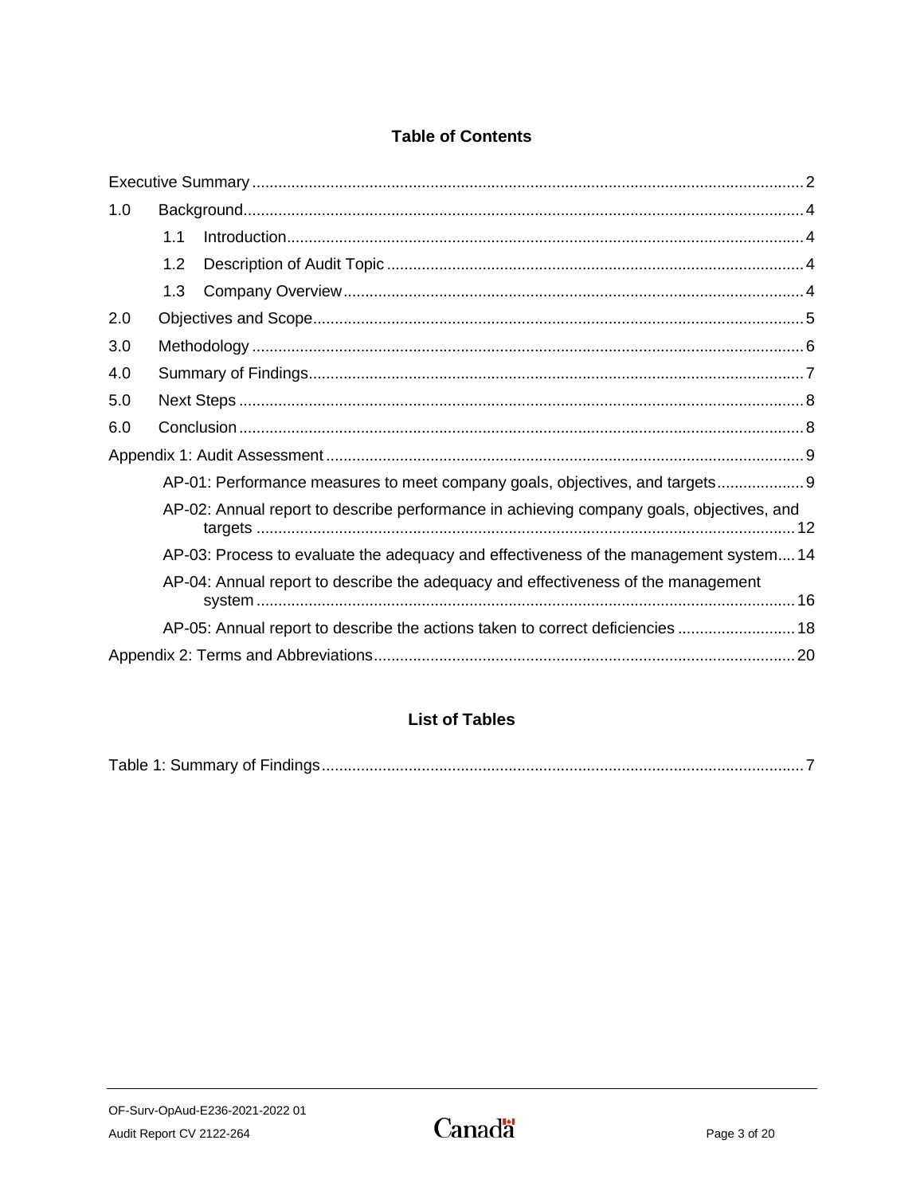## Table of Contents

Executive Summary ..... 2

1.0 Background ..... 4

- 1.1 Introduction ..... 4
- 1.2 Description of Audit Topic ..... 4
- 1.3 Company Overview ..... 4

2.0 Objectives and Scope ..... 5

3.0 Methodology ..... 6

4.0 Summary of Findings ..... 7

5.0 Next Steps ..... 8

6.0 Conclusion ..... 8

Appendix 1: Audit Assessment ..... 9

- AP-01: Performance measures to meet company goals, objectives, and targets ..... 9
- AP-02: Annual report to describe performance in achieving company goals, objectives, and targets ..... 12
- AP-03: Process to evaluate the adequacy and effectiveness of the management system ..... 14
- AP-04: Annual report to describe the adequacy and effectiveness of the management system ..... 16
- AP-05: Annual report to describe the actions taken to correct deficiencies ..... 18

Appendix 2: Terms and Abbreviations ..... 20

## List of Tables

Table 1: Summary of Findings ..... 7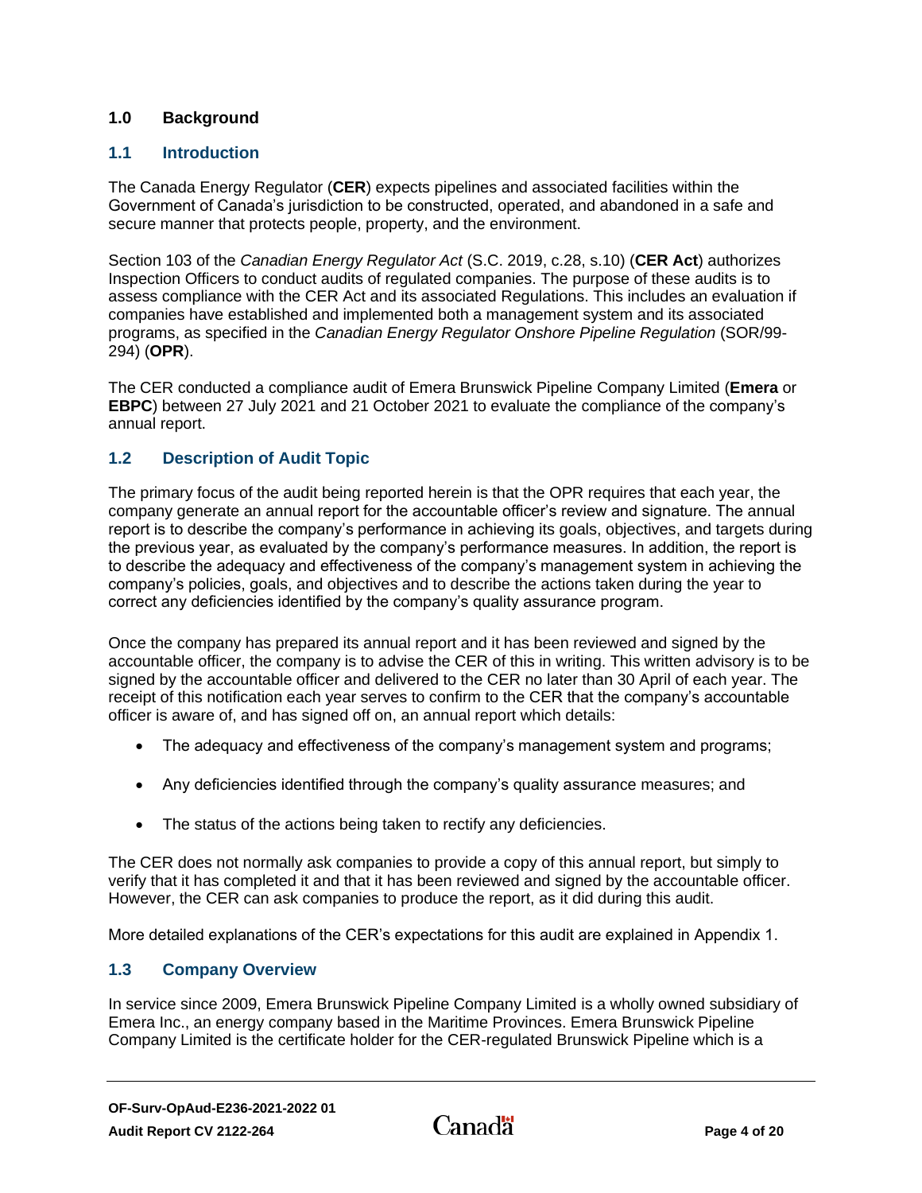## 1.0 Background

### 1.1 Introduction

The Canada Energy Regulator (**CER**) expects pipelines and associated facilities within the Government of Canada's jurisdiction to be constructed, operated, and abandoned in a safe and secure manner that protects people, property, and the environment.

Section 103 of the *Canadian Energy Regulator Act* (S.C. 2019, c.28, s.10) (**CER Act**) authorizes Inspection Officers to conduct audits of regulated companies. The purpose of these audits is to assess compliance with the CER Act and its associated Regulations. This includes an evaluation if companies have established and implemented both a management system and its associated programs, as specified in the *Canadian Energy Regulator Onshore Pipeline Regulation* (SOR/99-294) (**OPR**).

The CER conducted a compliance audit of Emera Brunswick Pipeline Company Limited (**Emera** or **EBPC**) between 27 July 2021 and 21 October 2021 to evaluate the compliance of the company's annual report.

### 1.2 Description of Audit Topic

The primary focus of the audit being reported herein is that the OPR requires that each year, the company generate an annual report for the accountable officer's review and signature. The annual report is to describe the company's performance in achieving its goals, objectives, and targets during the previous year, as evaluated by the company's performance measures. In addition, the report is to describe the adequacy and effectiveness of the company's management system in achieving the company's policies, goals, and objectives and to describe the actions taken during the year to correct any deficiencies identified by the company's quality assurance program.

Once the company has prepared its annual report and it has been reviewed and signed by the accountable officer, the company is to advise the CER of this in writing. This written advisory is to be signed by the accountable officer and delivered to the CER no later than 30 April of each year. The receipt of this notification each year serves to confirm to the CER that the company's accountable officer is aware of, and has signed off on, an annual report which details:

- The adequacy and effectiveness of the company's management system and programs;
- Any deficiencies identified through the company's quality assurance measures; and
- The status of the actions being taken to rectify any deficiencies.

The CER does not normally ask companies to provide a copy of this annual report, but simply to verify that it has completed it and that it has been reviewed and signed by the accountable officer. However, the CER can ask companies to produce the report, as it did during this audit.

More detailed explanations of the CER's expectations for this audit are explained in Appendix 1.

### 1.3 Company Overview

In service since 2009, Emera Brunswick Pipeline Company Limited is a wholly owned subsidiary of Emera Inc., an energy company based in the Maritime Provinces. Emera Brunswick Pipeline Company Limited is the certificate holder for the CER-regulated Brunswick Pipeline which is a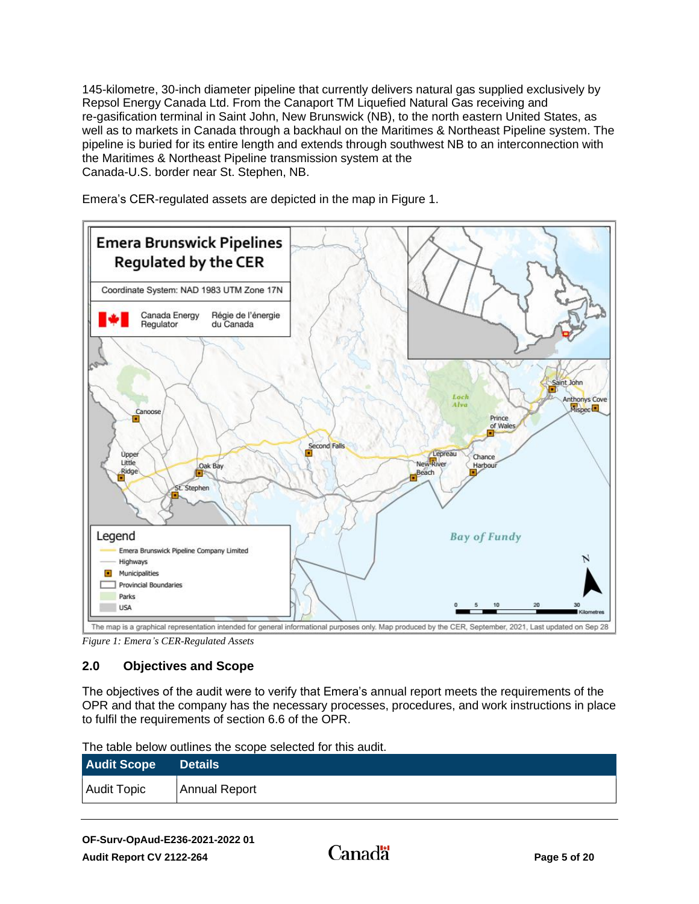145-kilometre, 30-inch diameter pipeline that currently delivers natural gas supplied exclusively by Repsol Energy Canada Ltd. From the Canaport TM Liquefied Natural Gas receiving and re-gasification terminal in Saint John, New Brunswick (NB), to the north eastern United States, as well as to markets in Canada through a backhaul on the Maritimes & Northeast Pipeline system. The pipeline is buried for its entire length and extends through southwest NB to an interconnection with the Maritimes & Northeast Pipeline transmission system at the Canada-U.S. border near St. Stephen, NB.

Emera's CER-regulated assets are depicted in the map in Figure 1.

*Figure 1: Emera's CER-Regulated Assets*

## 2.0 Objectives and Scope

The objectives of the audit were to verify that Emera's annual report meets the requirements of the OPR and that the company has the necessary processes, procedures, and work instructions in place to fulfil the requirements of section 6.6 of the OPR.

The table below outlines the scope selected for this audit.

| Audit Scope | Details |
|---|---|
| Audit Topic | Annual Report |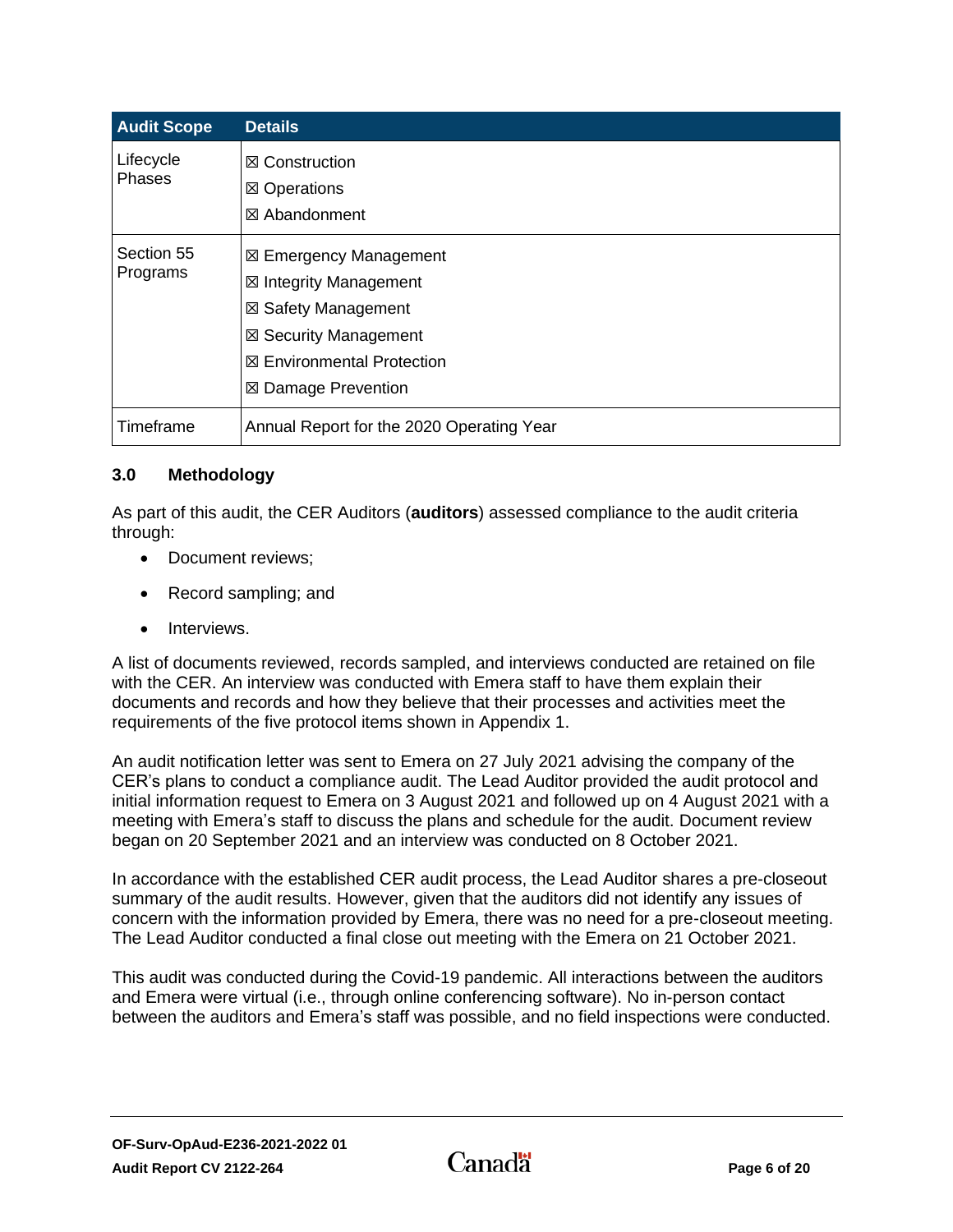| Audit Scope | Details |
|---|---|
| Lifecycle Phases | ☒ Construction<br>☒ Operations<br>☒ Abandonment |
| Section 55 Programs | ☒ Emergency Management<br>☒ Integrity Management<br>☒ Safety Management<br>☒ Security Management<br>☒ Environmental Protection<br>☒ Damage Prevention |
| Timeframe | Annual Report for the 2020 Operating Year |

### 3.0 Methodology

As part of this audit, the CER Auditors (**auditors**) assessed compliance to the audit criteria through:

- Document reviews;
- Record sampling; and
- Interviews.

A list of documents reviewed, records sampled, and interviews conducted are retained on file with the CER. An interview was conducted with Emera staff to have them explain their documents and records and how they believe that their processes and activities meet the requirements of the five protocol items shown in Appendix 1.

An audit notification letter was sent to Emera on 27 July 2021 advising the company of the CER's plans to conduct a compliance audit. The Lead Auditor provided the audit protocol and initial information request to Emera on 3 August 2021 and followed up on 4 August 2021 with a meeting with Emera's staff to discuss the plans and schedule for the audit. Document review began on 20 September 2021 and an interview was conducted on 8 October 2021.

In accordance with the established CER audit process, the Lead Auditor shares a pre-closeout summary of the audit results. However, given that the auditors did not identify any issues of concern with the information provided by Emera, there was no need for a pre-closeout meeting. The Lead Auditor conducted a final close out meeting with the Emera on 21 October 2021.

This audit was conducted during the Covid-19 pandemic. All interactions between the auditors and Emera were virtual (i.e., through online conferencing software). No in-person contact between the auditors and Emera's staff was possible, and no field inspections were conducted.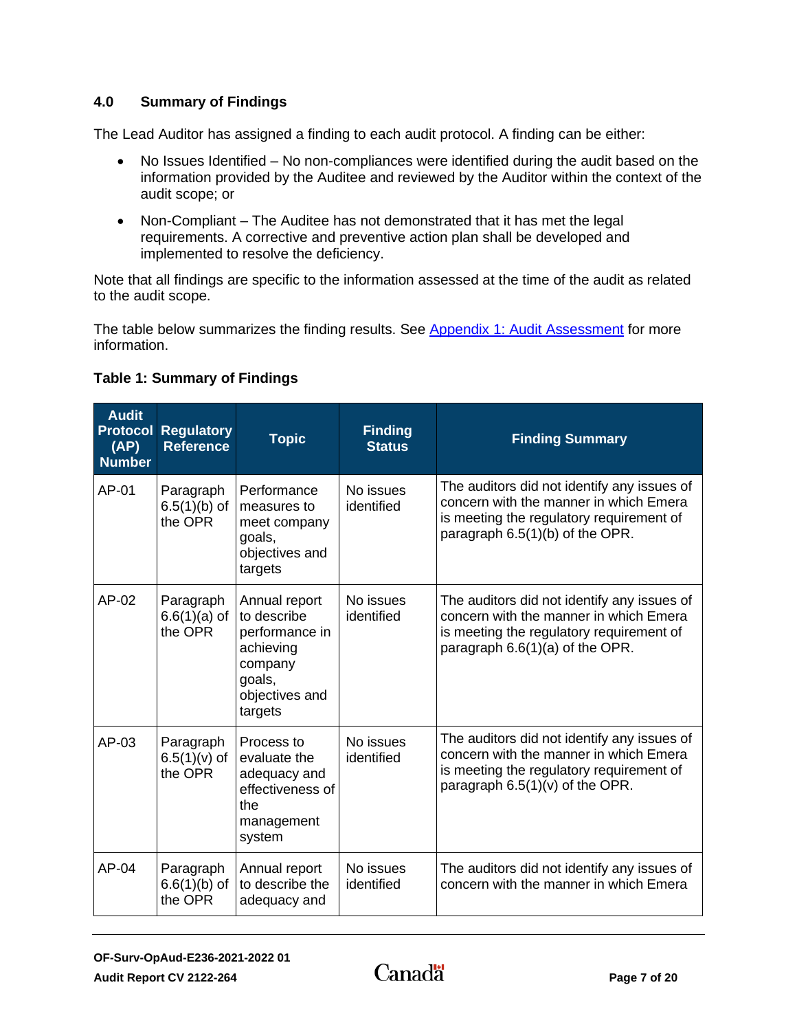## 4.0 Summary of Findings

The Lead Auditor has assigned a finding to each audit protocol. A finding can be either:

- No Issues Identified – No non-compliances were identified during the audit based on the information provided by the Auditee and reviewed by the Auditor within the context of the audit scope; or
- Non-Compliant – The Auditee has not demonstrated that it has met the legal requirements. A corrective and preventive action plan shall be developed and implemented to resolve the deficiency.

Note that all findings are specific to the information assessed at the time of the audit as related to the audit scope.

The table below summarizes the finding results. See Appendix 1: Audit Assessment for more information.

**Table 1: Summary of Findings**

| Audit Protocol (AP) Number | Regulatory Reference | Topic | Finding Status | Finding Summary |
|---|---|---|---|---|
| AP-01 | Paragraph 6.5(1)(b) of the OPR | Performance measures to meet company goals, objectives and targets | No issues identified | The auditors did not identify any issues of concern with the manner in which Emera is meeting the regulatory requirement of paragraph 6.5(1)(b) of the OPR. |
| AP-02 | Paragraph 6.6(1)(a) of the OPR | Annual report to describe performance in achieving company goals, objectives and targets | No issues identified | The auditors did not identify any issues of concern with the manner in which Emera is meeting the regulatory requirement of paragraph 6.6(1)(a) of the OPR. |
| AP-03 | Paragraph 6.5(1)(v) of the OPR | Process to evaluate the adequacy and effectiveness of the management system | No issues identified | The auditors did not identify any issues of concern with the manner in which Emera is meeting the regulatory requirement of paragraph 6.5(1)(v) of the OPR. |
| AP-04 | Paragraph 6.6(1)(b) of the OPR | Annual report to describe the adequacy and | No issues identified | The auditors did not identify any issues of concern with the manner in which Emera |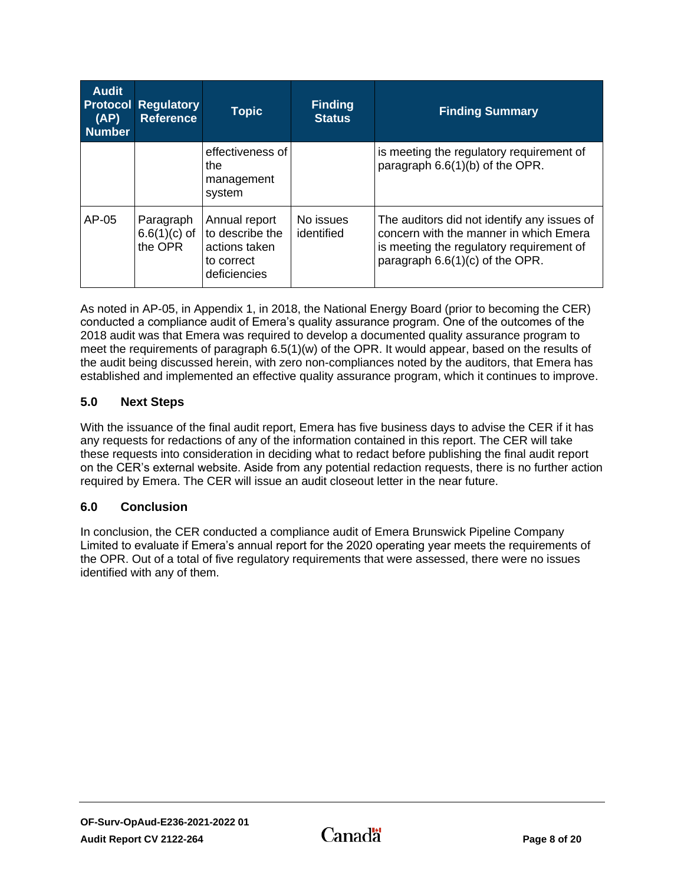| Audit Protocol (AP) Number | Regulatory Reference | Topic | Finding Status | Finding Summary |
|---|---|---|---|---|
| | | effectiveness of the management system | | is meeting the regulatory requirement of paragraph 6.6(1)(b) of the OPR. |
| AP-05 | Paragraph 6.6(1)(c) of the OPR | Annual report to describe the actions taken to correct deficiencies | No issues identified | The auditors did not identify any issues of concern with the manner in which Emera is meeting the regulatory requirement of paragraph 6.6(1)(c) of the OPR. |

As noted in AP-05, in Appendix 1, in 2018, the National Energy Board (prior to becoming the CER) conducted a compliance audit of Emera's quality assurance program. One of the outcomes of the 2018 audit was that Emera was required to develop a documented quality assurance program to meet the requirements of paragraph 6.5(1)(w) of the OPR. It would appear, based on the results of the audit being discussed herein, with zero non-compliances noted by the auditors, that Emera has established and implemented an effective quality assurance program, which it continues to improve.

## 5.0 Next Steps

With the issuance of the final audit report, Emera has five business days to advise the CER if it has any requests for redactions of any of the information contained in this report. The CER will take these requests into consideration in deciding what to redact before publishing the final audit report on the CER's external website. Aside from any potential redaction requests, there is no further action required by Emera. The CER will issue an audit closeout letter in the near future.

## 6.0 Conclusion

In conclusion, the CER conducted a compliance audit of Emera Brunswick Pipeline Company Limited to evaluate if Emera's annual report for the 2020 operating year meets the requirements of the OPR. Out of a total of five regulatory requirements that were assessed, there were no issues identified with any of them.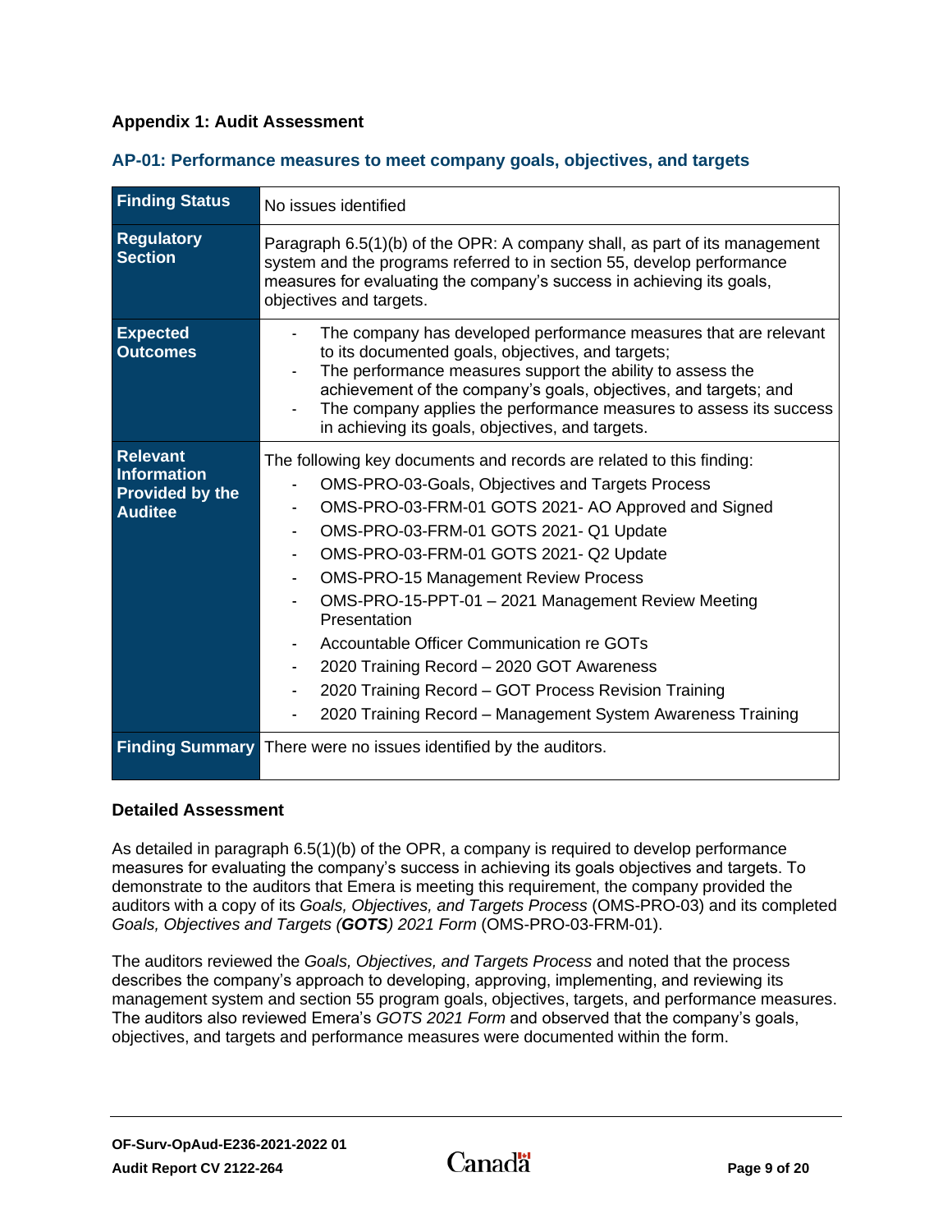## Appendix 1: Audit Assessment

### AP-01: Performance measures to meet company goals, objectives, and targets

| | |
|---|---|
| **Finding Status** | No issues identified |
| **Regulatory Section** | Paragraph 6.5(1)(b) of the OPR: A company shall, as part of its management system and the programs referred to in section 55, develop performance measures for evaluating the company's success in achieving its goals, objectives and targets. |
| **Expected Outcomes** | - The company has developed performance measures that are relevant to its documented goals, objectives, and targets;<br>- The performance measures support the ability to assess the achievement of the company's goals, objectives, and targets; and<br>- The company applies the performance measures to assess its success in achieving its goals, objectives, and targets. |
| **Relevant Information Provided by the Auditee** | The following key documents and records are related to this finding:<br>- OMS-PRO-03-Goals, Objectives and Targets Process<br>- OMS-PRO-03-FRM-01 GOTS 2021- AO Approved and Signed<br>- OMS-PRO-03-FRM-01 GOTS 2021- Q1 Update<br>- OMS-PRO-03-FRM-01 GOTS 2021- Q2 Update<br>- OMS-PRO-15 Management Review Process<br>- OMS-PRO-15-PPT-01 – 2021 Management Review Meeting Presentation<br>- Accountable Officer Communication re GOTs<br>- 2020 Training Record – 2020 GOT Awareness<br>- 2020 Training Record – GOT Process Revision Training<br>- 2020 Training Record – Management System Awareness Training |
| **Finding Summary** | There were no issues identified by the auditors. |

### Detailed Assessment

As detailed in paragraph 6.5(1)(b) of the OPR, a company is required to develop performance measures for evaluating the company's success in achieving its goals objectives and targets. To demonstrate to the auditors that Emera is meeting this requirement, the company provided the auditors with a copy of its *Goals, Objectives, and Targets Process* (OMS-PRO-03) and its completed *Goals, Objectives and Targets (**GOTS**) 2021 Form* (OMS-PRO-03-FRM-01).

The auditors reviewed the *Goals, Objectives, and Targets Process* and noted that the process describes the company's approach to developing, approving, implementing, and reviewing its management system and section 55 program goals, objectives, targets, and performance measures. The auditors also reviewed Emera's *GOTS 2021 Form* and observed that the company's goals, objectives, and targets and performance measures were documented within the form.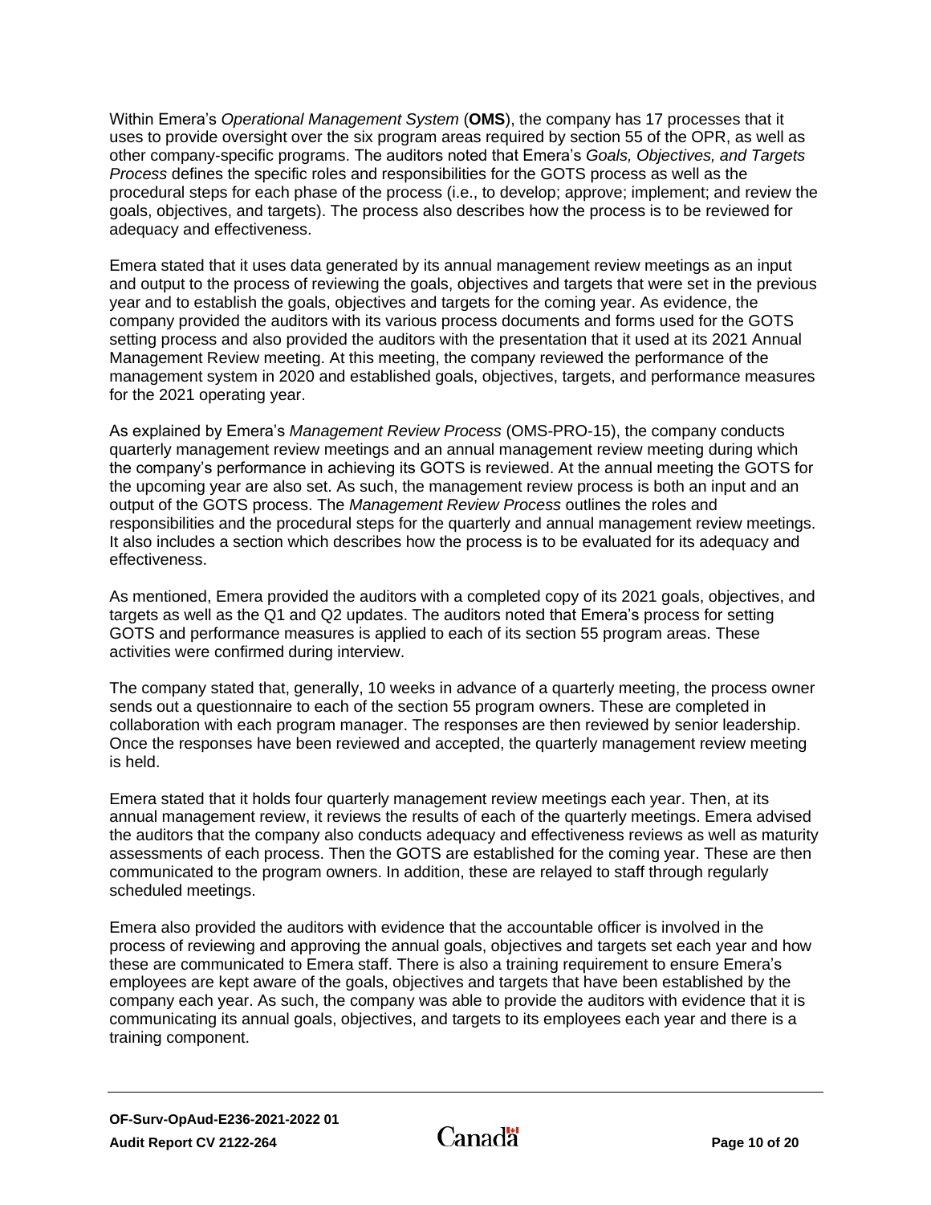Within Emera's *Operational Management System* (**OMS**), the company has 17 processes that it uses to provide oversight over the six program areas required by section 55 of the OPR, as well as other company-specific programs. The auditors noted that Emera's *Goals, Objectives, and Targets Process* defines the specific roles and responsibilities for the GOTS process as well as the procedural steps for each phase of the process (i.e., to develop; approve; implement; and review the goals, objectives, and targets). The process also describes how the process is to be reviewed for adequacy and effectiveness.

Emera stated that it uses data generated by its annual management review meetings as an input and output to the process of reviewing the goals, objectives and targets that were set in the previous year and to establish the goals, objectives and targets for the coming year. As evidence, the company provided the auditors with its various process documents and forms used for the GOTS setting process and also provided the auditors with the presentation that it used at its 2021 Annual Management Review meeting. At this meeting, the company reviewed the performance of the management system in 2020 and established goals, objectives, targets, and performance measures for the 2021 operating year.

As explained by Emera's *Management Review Process* (OMS-PRO-15), the company conducts quarterly management review meetings and an annual management review meeting during which the company's performance in achieving its GOTS is reviewed. At the annual meeting the GOTS for the upcoming year are also set. As such, the management review process is both an input and an output of the GOTS process. The *Management Review Process* outlines the roles and responsibilities and the procedural steps for the quarterly and annual management review meetings. It also includes a section which describes how the process is to be evaluated for its adequacy and effectiveness.

As mentioned, Emera provided the auditors with a completed copy of its 2021 goals, objectives, and targets as well as the Q1 and Q2 updates. The auditors noted that Emera's process for setting GOTS and performance measures is applied to each of its section 55 program areas. These activities were confirmed during interview.

The company stated that, generally, 10 weeks in advance of a quarterly meeting, the process owner sends out a questionnaire to each of the section 55 program owners. These are completed in collaboration with each program manager. The responses are then reviewed by senior leadership. Once the responses have been reviewed and accepted, the quarterly management review meeting is held.

Emera stated that it holds four quarterly management review meetings each year. Then, at its annual management review, it reviews the results of each of the quarterly meetings. Emera advised the auditors that the company also conducts adequacy and effectiveness reviews as well as maturity assessments of each process. Then the GOTS are established for the coming year. These are then communicated to the program owners. In addition, these are relayed to staff through regularly scheduled meetings.

Emera also provided the auditors with evidence that the accountable officer is involved in the process of reviewing and approving the annual goals, objectives and targets set each year and how these are communicated to Emera staff. There is also a training requirement to ensure Emera's employees are kept aware of the goals, objectives and targets that have been established by the company each year. As such, the company was able to provide the auditors with evidence that it is communicating its annual goals, objectives, and targets to its employees each year and there is a training component.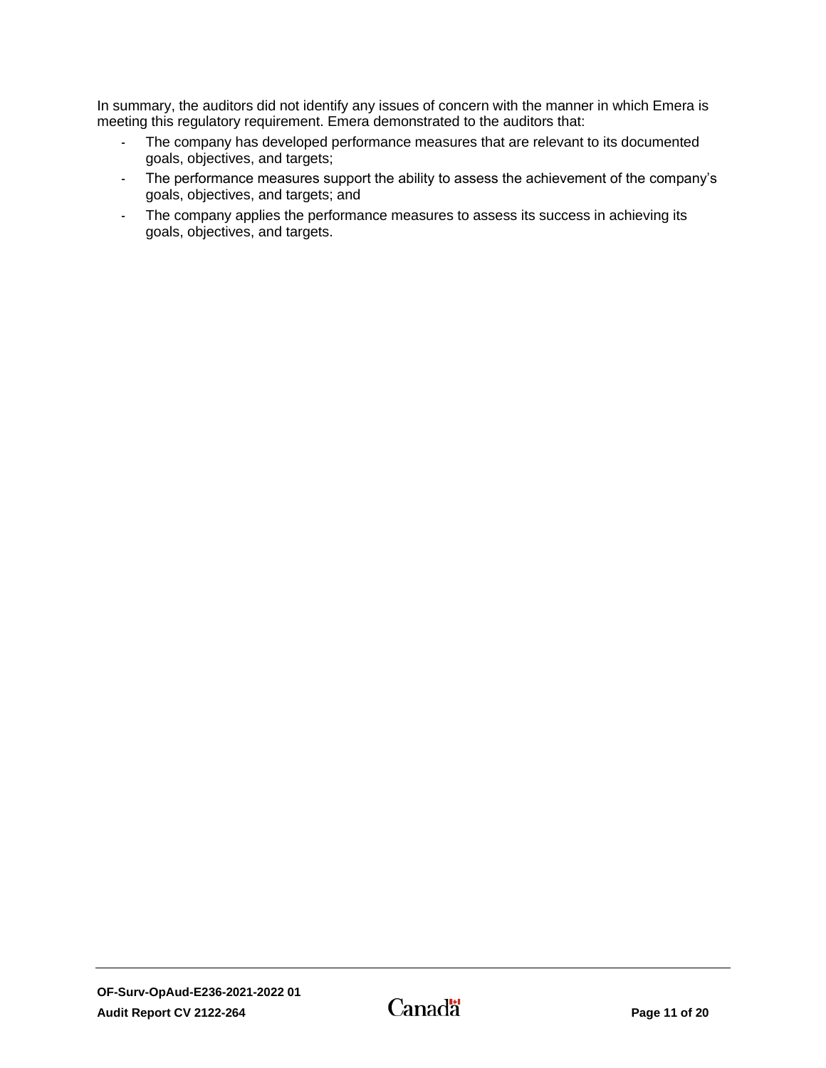In summary, the auditors did not identify any issues of concern with the manner in which Emera is meeting this regulatory requirement. Emera demonstrated to the auditors that:

- The company has developed performance measures that are relevant to its documented goals, objectives, and targets;
- The performance measures support the ability to assess the achievement of the company's goals, objectives, and targets; and
- The company applies the performance measures to assess its success in achieving its goals, objectives, and targets.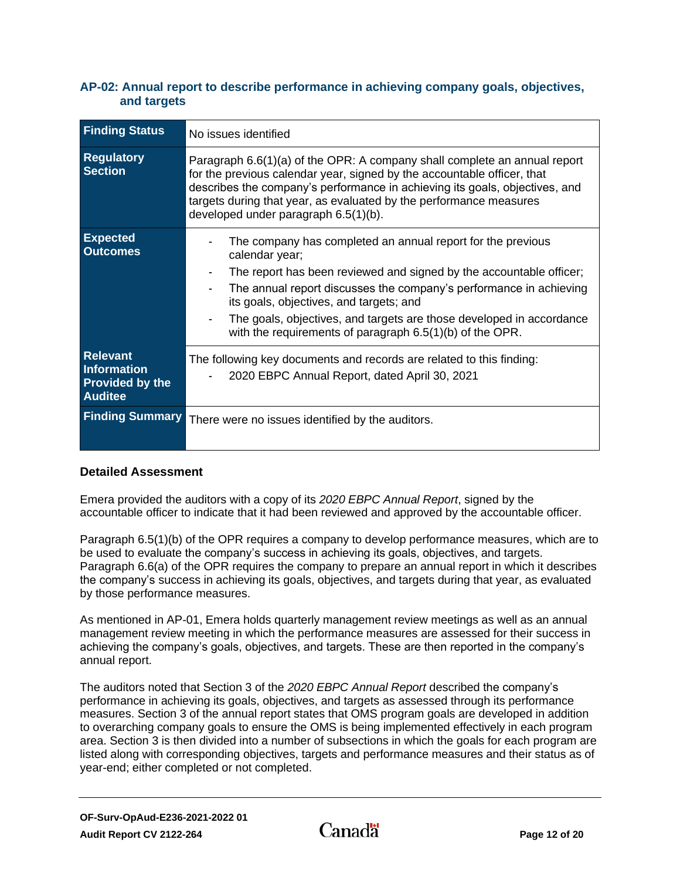### AP-02: Annual report to describe performance in achieving company goals, objectives, and targets

| **Finding Status** | No issues identified |
|---|---|
| **Regulatory Section** | Paragraph 6.6(1)(a) of the OPR: A company shall complete an annual report for the previous calendar year, signed by the accountable officer, that describes the company's performance in achieving its goals, objectives, and targets during that year, as evaluated by the performance measures developed under paragraph 6.5(1)(b). |
| **Expected Outcomes** | - The company has completed an annual report for the previous calendar year;<br>- The report has been reviewed and signed by the accountable officer;<br>- The annual report discusses the company's performance in achieving its goals, objectives, and targets; and<br>- The goals, objectives, and targets are those developed in accordance with the requirements of paragraph 6.5(1)(b) of the OPR. |
| **Relevant Information Provided by the Auditee** | The following key documents and records are related to this finding:<br>- 2020 EBPC Annual Report, dated April 30, 2021 |
| **Finding Summary** | There were no issues identified by the auditors. |

#### Detailed Assessment

Emera provided the auditors with a copy of its *2020 EBPC Annual Report*, signed by the accountable officer to indicate that it had been reviewed and approved by the accountable officer.

Paragraph 6.5(1)(b) of the OPR requires a company to develop performance measures, which are to be used to evaluate the company's success in achieving its goals, objectives, and targets. Paragraph 6.6(a) of the OPR requires the company to prepare an annual report in which it describes the company's success in achieving its goals, objectives, and targets during that year, as evaluated by those performance measures.

As mentioned in AP-01, Emera holds quarterly management review meetings as well as an annual management review meeting in which the performance measures are assessed for their success in achieving the company's goals, objectives, and targets. These are then reported in the company's annual report.

The auditors noted that Section 3 of the *2020 EBPC Annual Report* described the company's performance in achieving its goals, objectives, and targets as assessed through its performance measures. Section 3 of the annual report states that OMS program goals are developed in addition to overarching company goals to ensure the OMS is being implemented effectively in each program area. Section 3 is then divided into a number of subsections in which the goals for each program are listed along with corresponding objectives, targets and performance measures and their status as of year-end; either completed or not completed.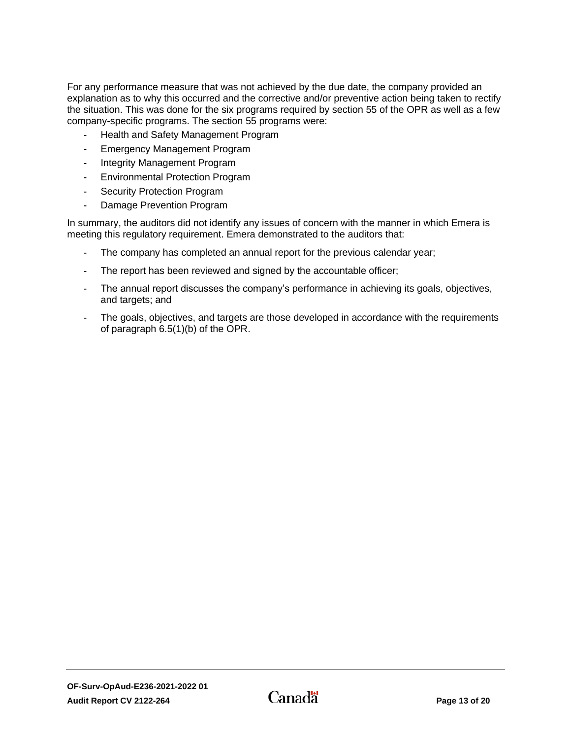For any performance measure that was not achieved by the due date, the company provided an explanation as to why this occurred and the corrective and/or preventive action being taken to rectify the situation. This was done for the six programs required by section 55 of the OPR as well as a few company-specific programs. The section 55 programs were:

- Health and Safety Management Program
- Emergency Management Program
- Integrity Management Program
- Environmental Protection Program
- Security Protection Program
- Damage Prevention Program

In summary, the auditors did not identify any issues of concern with the manner in which Emera is meeting this regulatory requirement. Emera demonstrated to the auditors that:

- The company has completed an annual report for the previous calendar year;
- The report has been reviewed and signed by the accountable officer;
- The annual report discusses the company's performance in achieving its goals, objectives, and targets; and
- The goals, objectives, and targets are those developed in accordance with the requirements of paragraph 6.5(1)(b) of the OPR.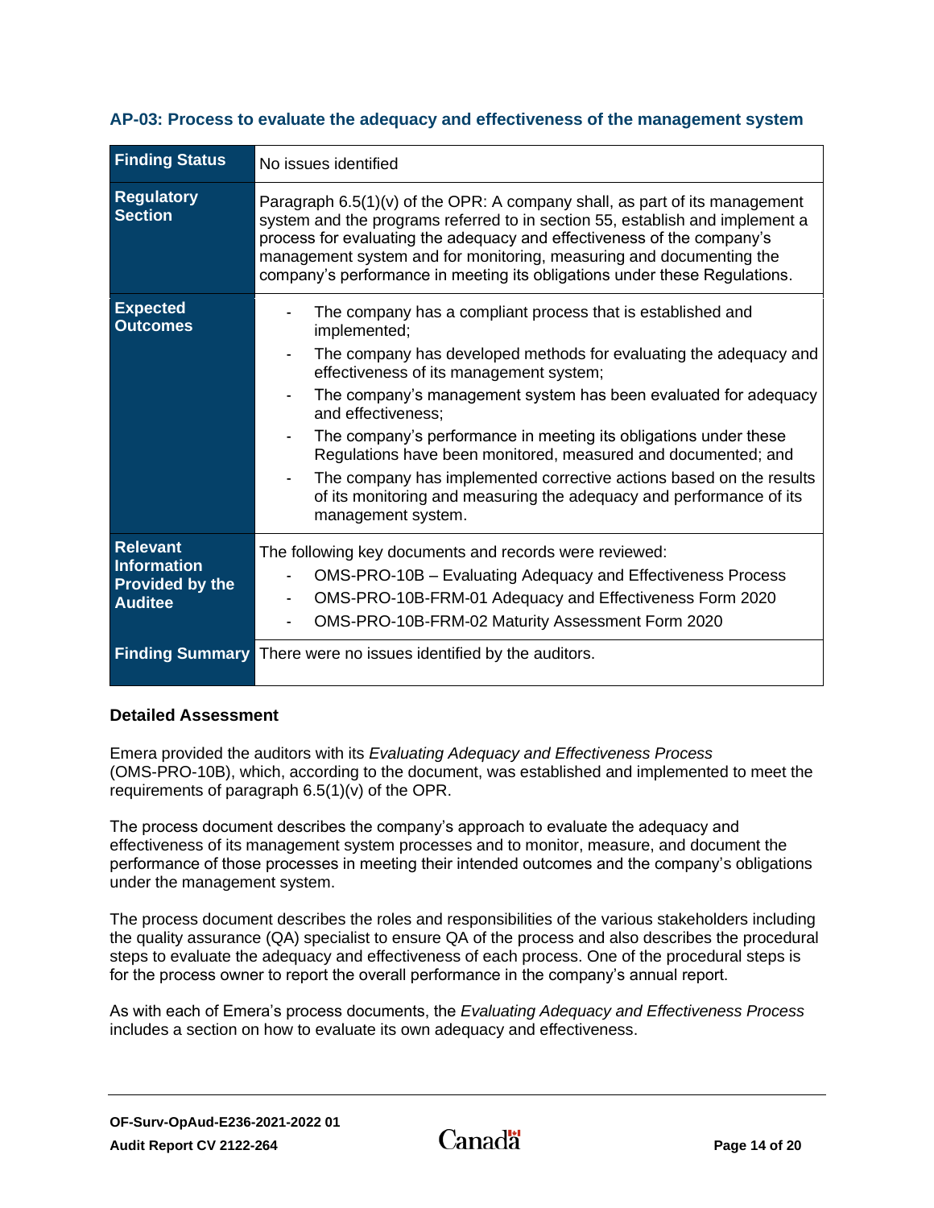### AP-03: Process to evaluate the adequacy and effectiveness of the management system

| **Finding Status** | No issues identified |
|---|---|
| **Regulatory Section** | Paragraph 6.5(1)(v) of the OPR: A company shall, as part of its management system and the programs referred to in section 55, establish and implement a process for evaluating the adequacy and effectiveness of the company's management system and for monitoring, measuring and documenting the company's performance in meeting its obligations under these Regulations. |
| **Expected Outcomes** | - The company has a compliant process that is established and implemented;<br>- The company has developed methods for evaluating the adequacy and effectiveness of its management system;<br>- The company's management system has been evaluated for adequacy and effectiveness;<br>- The company's performance in meeting its obligations under these Regulations have been monitored, measured and documented; and<br>- The company has implemented corrective actions based on the results of its monitoring and measuring the adequacy and performance of its management system. |
| **Relevant Information Provided by the Auditee** | The following key documents and records were reviewed:<br>- OMS-PRO-10B – Evaluating Adequacy and Effectiveness Process<br>- OMS-PRO-10B-FRM-01 Adequacy and Effectiveness Form 2020<br>- OMS-PRO-10B-FRM-02 Maturity Assessment Form 2020 |
| **Finding Summary** | There were no issues identified by the auditors. |

**Detailed Assessment**

Emera provided the auditors with its *Evaluating Adequacy and Effectiveness Process* (OMS-PRO-10B), which, according to the document, was established and implemented to meet the requirements of paragraph 6.5(1)(v) of the OPR.

The process document describes the company's approach to evaluate the adequacy and effectiveness of its management system processes and to monitor, measure, and document the performance of those processes in meeting their intended outcomes and the company's obligations under the management system.

The process document describes the roles and responsibilities of the various stakeholders including the quality assurance (QA) specialist to ensure QA of the process and also describes the procedural steps to evaluate the adequacy and effectiveness of each process. One of the procedural steps is for the process owner to report the overall performance in the company's annual report.

As with each of Emera's process documents, the *Evaluating Adequacy and Effectiveness Process* includes a section on how to evaluate its own adequacy and effectiveness.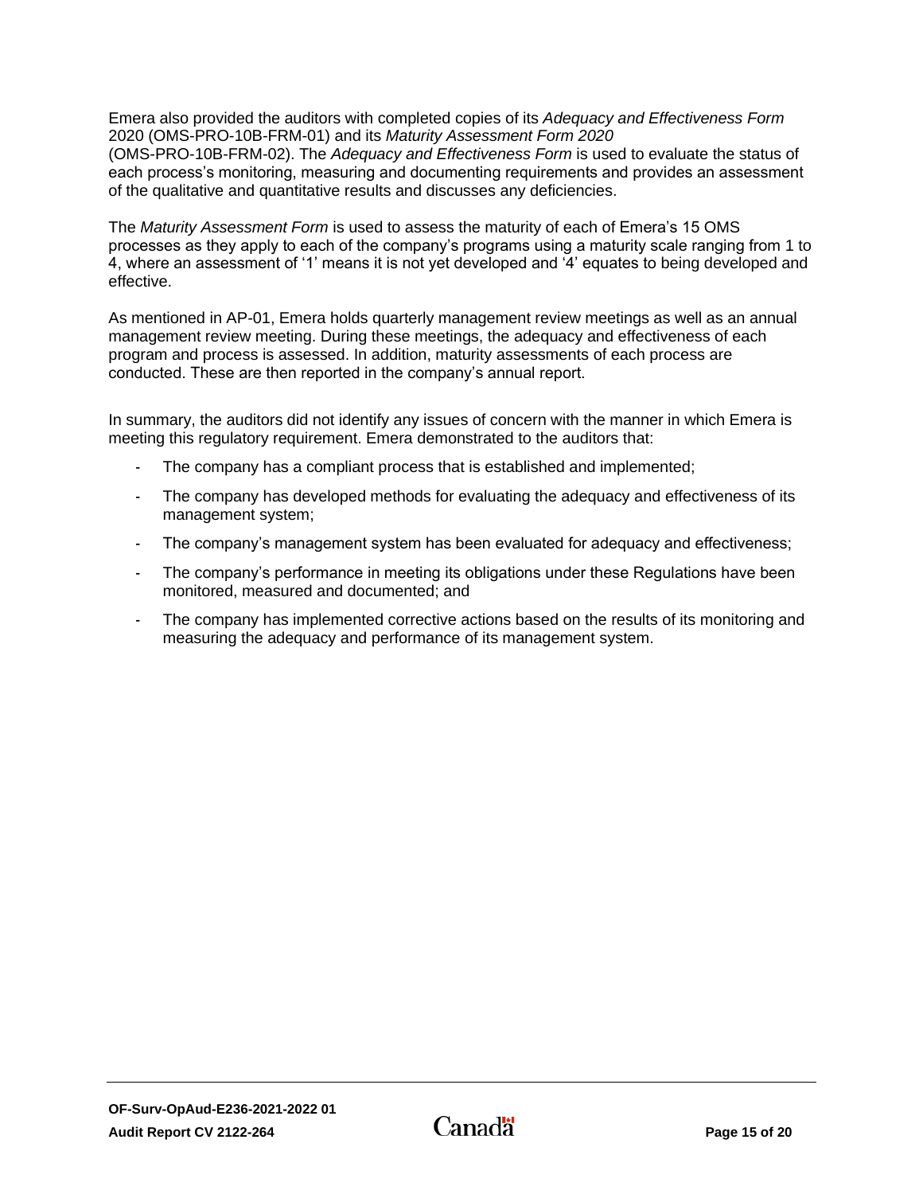Emera also provided the auditors with completed copies of its *Adequacy and Effectiveness Form* 2020 (OMS-PRO-10B-FRM-01) and its *Maturity Assessment Form 2020* (OMS-PRO-10B-FRM-02). The *Adequacy and Effectiveness Form* is used to evaluate the status of each process's monitoring, measuring and documenting requirements and provides an assessment of the qualitative and quantitative results and discusses any deficiencies.

The *Maturity Assessment Form* is used to assess the maturity of each of Emera's 15 OMS processes as they apply to each of the company's programs using a maturity scale ranging from 1 to 4, where an assessment of '1' means it is not yet developed and '4' equates to being developed and effective.

As mentioned in AP-01, Emera holds quarterly management review meetings as well as an annual management review meeting. During these meetings, the adequacy and effectiveness of each program and process is assessed. In addition, maturity assessments of each process are conducted. These are then reported in the company's annual report.

In summary, the auditors did not identify any issues of concern with the manner in which Emera is meeting this regulatory requirement. Emera demonstrated to the auditors that:

- The company has a compliant process that is established and implemented;
- The company has developed methods for evaluating the adequacy and effectiveness of its management system;
- The company's management system has been evaluated for adequacy and effectiveness;
- The company's performance in meeting its obligations under these Regulations have been monitored, measured and documented; and
- The company has implemented corrective actions based on the results of its monitoring and measuring the adequacy and performance of its management system.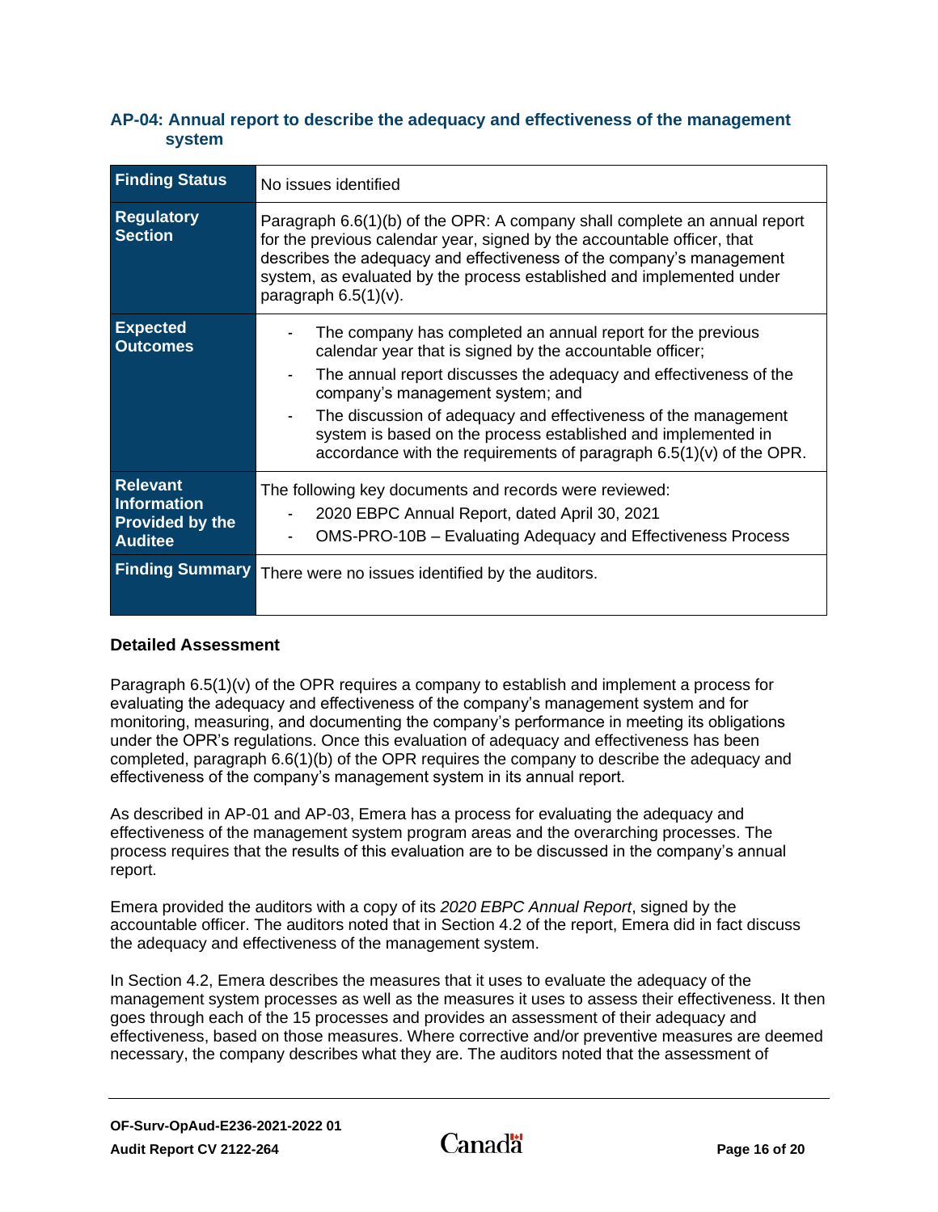### AP-04: Annual report to describe the adequacy and effectiveness of the management system

| Finding Status | No issues identified |
|---|---|
| **Regulatory Section** | Paragraph 6.6(1)(b) of the OPR: A company shall complete an annual report for the previous calendar year, signed by the accountable officer, that describes the adequacy and effectiveness of the company's management system, as evaluated by the process established and implemented under paragraph 6.5(1)(v). |
| **Expected Outcomes** | - The company has completed an annual report for the previous calendar year that is signed by the accountable officer;<br>- The annual report discusses the adequacy and effectiveness of the company's management system; and<br>- The discussion of adequacy and effectiveness of the management system is based on the process established and implemented in accordance with the requirements of paragraph 6.5(1)(v) of the OPR. |
| **Relevant Information Provided by the Auditee** | The following key documents and records were reviewed:<br>- 2020 EBPC Annual Report, dated April 30, 2021<br>- OMS-PRO-10B – Evaluating Adequacy and Effectiveness Process |
| **Finding Summary** | There were no issues identified by the auditors. |

**Detailed Assessment**

Paragraph 6.5(1)(v) of the OPR requires a company to establish and implement a process for evaluating the adequacy and effectiveness of the company's management system and for monitoring, measuring, and documenting the company's performance in meeting its obligations under the OPR's regulations. Once this evaluation of adequacy and effectiveness has been completed, paragraph 6.6(1)(b) of the OPR requires the company to describe the adequacy and effectiveness of the company's management system in its annual report.

As described in AP-01 and AP-03, Emera has a process for evaluating the adequacy and effectiveness of the management system program areas and the overarching processes. The process requires that the results of this evaluation are to be discussed in the company's annual report.

Emera provided the auditors with a copy of its *2020 EBPC Annual Report*, signed by the accountable officer. The auditors noted that in Section 4.2 of the report, Emera did in fact discuss the adequacy and effectiveness of the management system.

In Section 4.2, Emera describes the measures that it uses to evaluate the adequacy of the management system processes as well as the measures it uses to assess their effectiveness. It then goes through each of the 15 processes and provides an assessment of their adequacy and effectiveness, based on those measures. Where corrective and/or preventive measures are deemed necessary, the company describes what they are. The auditors noted that the assessment of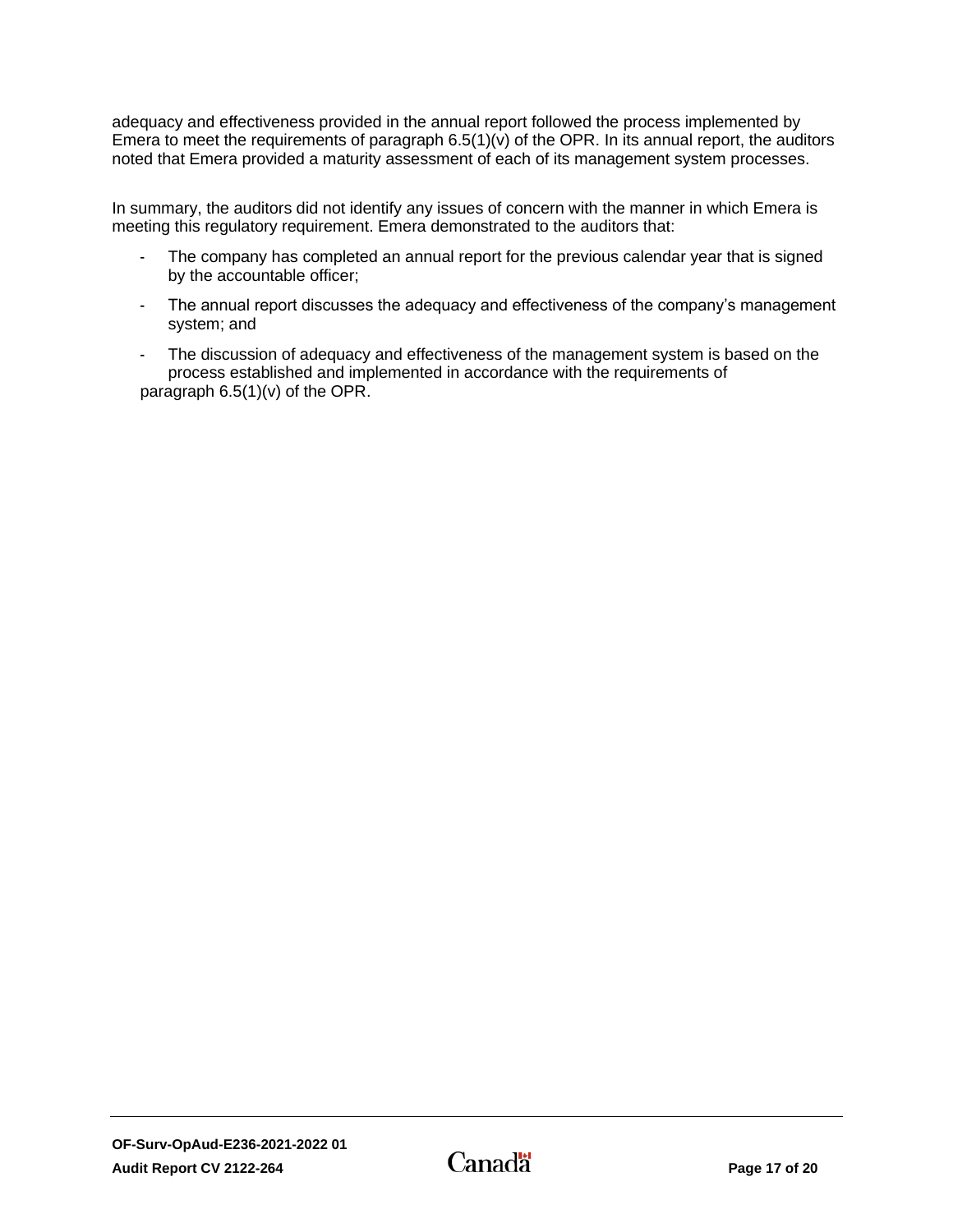adequacy and effectiveness provided in the annual report followed the process implemented by Emera to meet the requirements of paragraph 6.5(1)(v) of the OPR. In its annual report, the auditors noted that Emera provided a maturity assessment of each of its management system processes.

In summary, the auditors did not identify any issues of concern with the manner in which Emera is meeting this regulatory requirement. Emera demonstrated to the auditors that:

- The company has completed an annual report for the previous calendar year that is signed by the accountable officer;
- The annual report discusses the adequacy and effectiveness of the company's management system; and
- The discussion of adequacy and effectiveness of the management system is based on the process established and implemented in accordance with the requirements of paragraph 6.5(1)(v) of the OPR.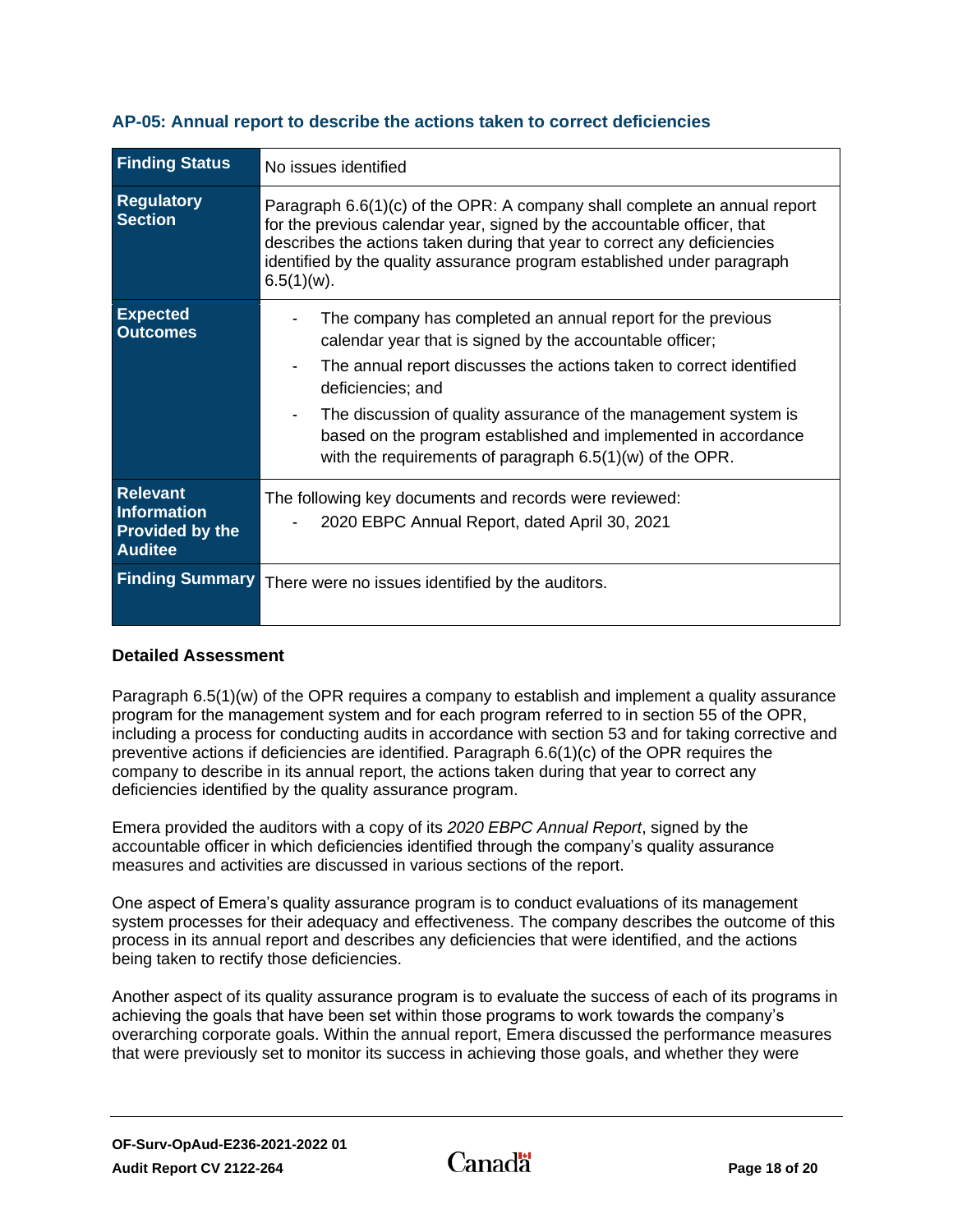### AP-05: Annual report to describe the actions taken to correct deficiencies

| **Finding Status** | No issues identified |
|---|---|
| **Regulatory Section** | Paragraph 6.6(1)(c) of the OPR: A company shall complete an annual report for the previous calendar year, signed by the accountable officer, that describes the actions taken during that year to correct any deficiencies identified by the quality assurance program established under paragraph 6.5(1)(w). |
| **Expected Outcomes** | - The company has completed an annual report for the previous calendar year that is signed by the accountable officer;<br>- The annual report discusses the actions taken to correct identified deficiencies; and<br>- The discussion of quality assurance of the management system is based on the program established and implemented in accordance with the requirements of paragraph 6.5(1)(w) of the OPR. |
| **Relevant Information Provided by the Auditee** | The following key documents and records were reviewed:<br>- 2020 EBPC Annual Report, dated April 30, 2021 |
| **Finding Summary** | There were no issues identified by the auditors. |

#### Detailed Assessment

Paragraph 6.5(1)(w) of the OPR requires a company to establish and implement a quality assurance program for the management system and for each program referred to in section 55 of the OPR, including a process for conducting audits in accordance with section 53 and for taking corrective and preventive actions if deficiencies are identified. Paragraph 6.6(1)(c) of the OPR requires the company to describe in its annual report, the actions taken during that year to correct any deficiencies identified by the quality assurance program.

Emera provided the auditors with a copy of its *2020 EBPC Annual Report*, signed by the accountable officer in which deficiencies identified through the company's quality assurance measures and activities are discussed in various sections of the report.

One aspect of Emera's quality assurance program is to conduct evaluations of its management system processes for their adequacy and effectiveness. The company describes the outcome of this process in its annual report and describes any deficiencies that were identified, and the actions being taken to rectify those deficiencies.

Another aspect of its quality assurance program is to evaluate the success of each of its programs in achieving the goals that have been set within those programs to work towards the company's overarching corporate goals. Within the annual report, Emera discussed the performance measures that were previously set to monitor its success in achieving those goals, and whether they were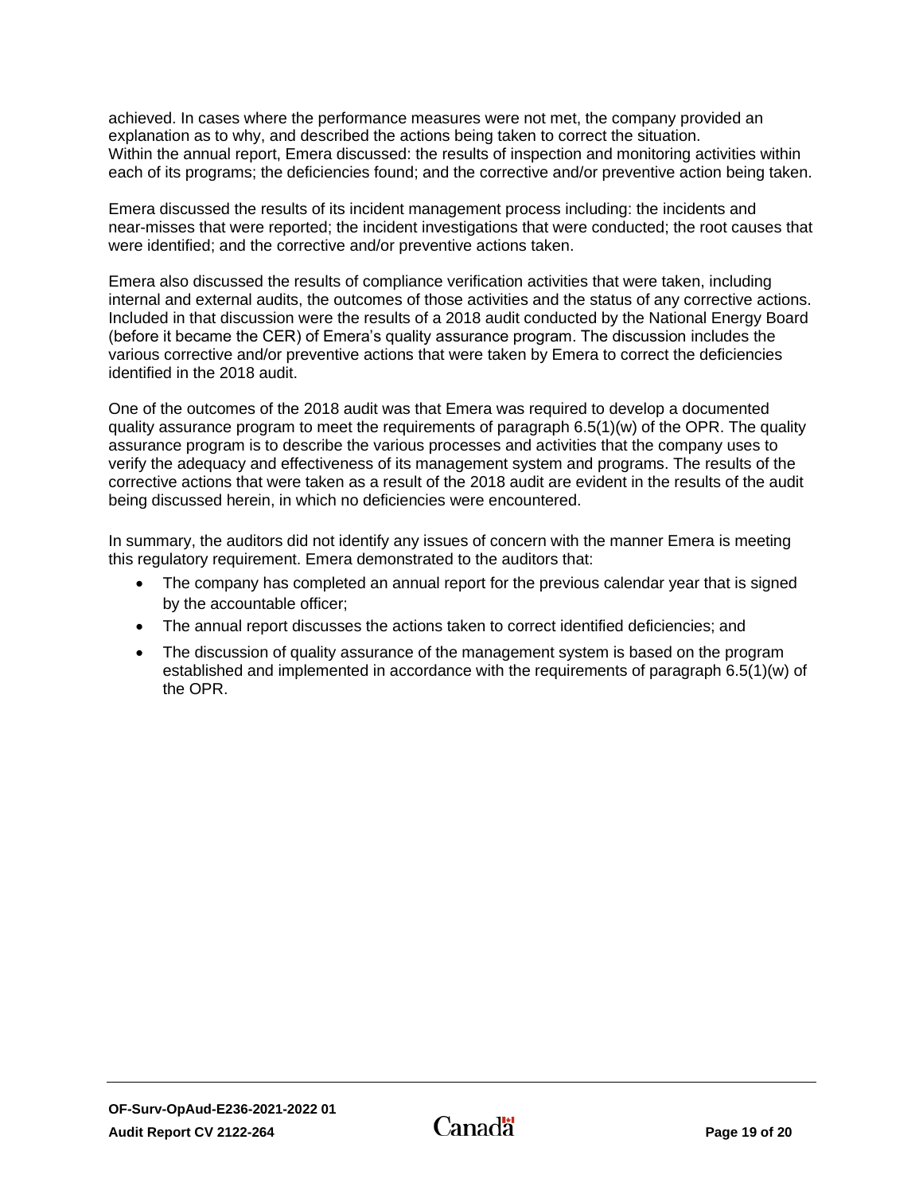achieved. In cases where the performance measures were not met, the company provided an explanation as to why, and described the actions being taken to correct the situation.
Within the annual report, Emera discussed: the results of inspection and monitoring activities within each of its programs; the deficiencies found; and the corrective and/or preventive action being taken.

Emera discussed the results of its incident management process including: the incidents and near-misses that were reported; the incident investigations that were conducted; the root causes that were identified; and the corrective and/or preventive actions taken.

Emera also discussed the results of compliance verification activities that were taken, including internal and external audits, the outcomes of those activities and the status of any corrective actions. Included in that discussion were the results of a 2018 audit conducted by the National Energy Board (before it became the CER) of Emera's quality assurance program. The discussion includes the various corrective and/or preventive actions that were taken by Emera to correct the deficiencies identified in the 2018 audit.

One of the outcomes of the 2018 audit was that Emera was required to develop a documented quality assurance program to meet the requirements of paragraph 6.5(1)(w) of the OPR. The quality assurance program is to describe the various processes and activities that the company uses to verify the adequacy and effectiveness of its management system and programs. The results of the corrective actions that were taken as a result of the 2018 audit are evident in the results of the audit being discussed herein, in which no deficiencies were encountered.

In summary, the auditors did not identify any issues of concern with the manner Emera is meeting this regulatory requirement. Emera demonstrated to the auditors that:

- The company has completed an annual report for the previous calendar year that is signed by the accountable officer;
- The annual report discusses the actions taken to correct identified deficiencies; and
- The discussion of quality assurance of the management system is based on the program established and implemented in accordance with the requirements of paragraph 6.5(1)(w) of the OPR.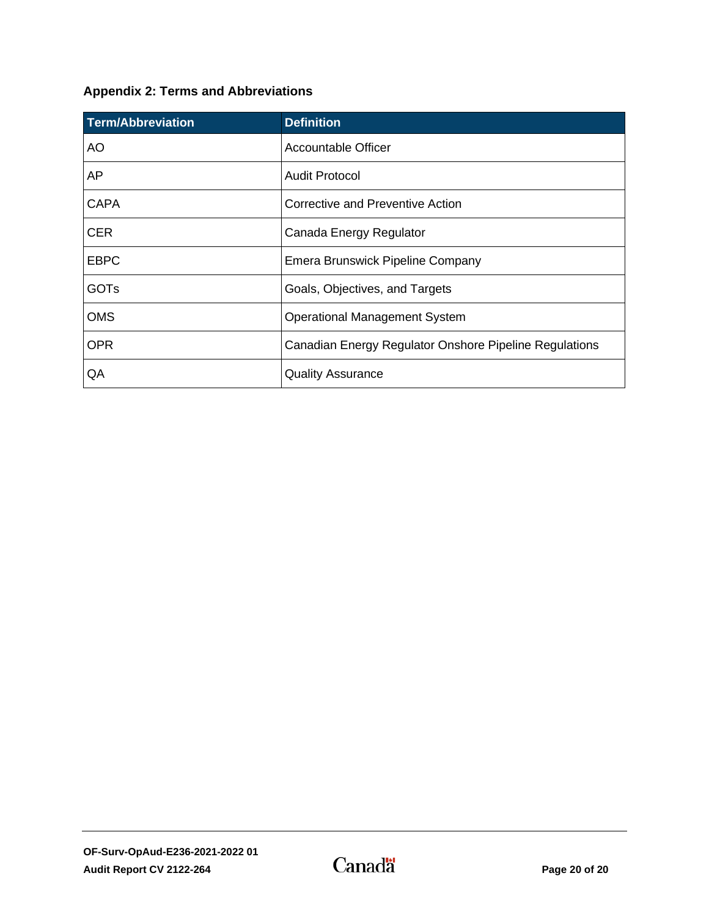## Appendix 2: Terms and Abbreviations

| Term/Abbreviation | Definition |
| --- | --- |
| AO | Accountable Officer |
| AP | Audit Protocol |
| CAPA | Corrective and Preventive Action |
| CER | Canada Energy Regulator |
| EBPC | Emera Brunswick Pipeline Company |
| GOTs | Goals, Objectives, and Targets |
| OMS | Operational Management System |
| OPR | Canadian Energy Regulator Onshore Pipeline Regulations |
| QA | Quality Assurance |